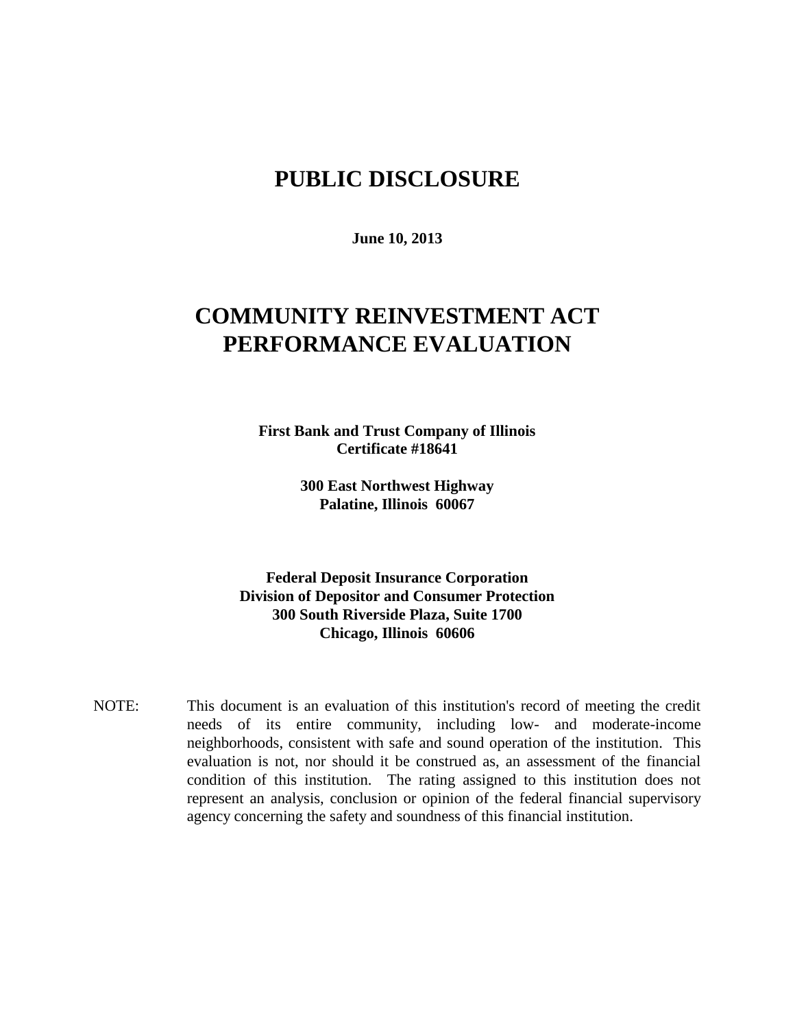# PUBLIC DISCLOSURE

**June 10, 2013**

# COMMUNITY REINVESTMENT ACT PERFORMANCE EVALUATION

**First Bank and Trust Company of Illinois**
**Certificate #18641**

**300 East Northwest Highway**
**Palatine, Illinois 60067**

**Federal Deposit Insurance Corporation**
**Division of Depositor and Consumer Protection**
**300 South Riverside Plaza, Suite 1700**
**Chicago, Illinois 60606**

NOTE: This document is an evaluation of this institution's record of meeting the credit needs of its entire community, including low- and moderate-income neighborhoods, consistent with safe and sound operation of the institution. This evaluation is not, nor should it be construed as, an assessment of the financial condition of this institution. The rating assigned to this institution does not represent an analysis, conclusion or opinion of the federal financial supervisory agency concerning the safety and soundness of this financial institution.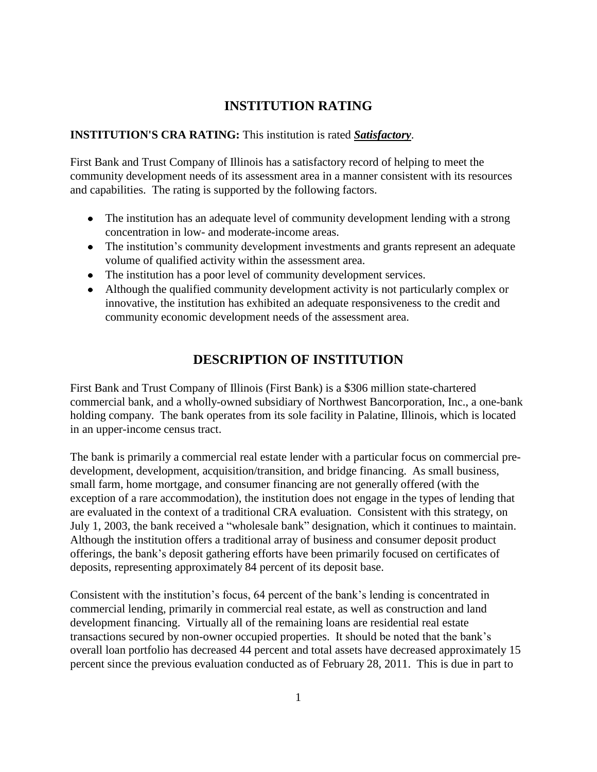# INSTITUTION RATING

**INSTITUTION'S CRA RATING:** This institution is rated ***Satisfactory***.

First Bank and Trust Company of Illinois has a satisfactory record of helping to meet the community development needs of its assessment area in a manner consistent with its resources and capabilities. The rating is supported by the following factors.

- The institution has an adequate level of community development lending with a strong concentration in low- and moderate-income areas.
- The institution's community development investments and grants represent an adequate volume of qualified activity within the assessment area.
- The institution has a poor level of community development services.
- Although the qualified community development activity is not particularly complex or innovative, the institution has exhibited an adequate responsiveness to the credit and community economic development needs of the assessment area.

# DESCRIPTION OF INSTITUTION

First Bank and Trust Company of Illinois (First Bank) is a $306 million state-chartered commercial bank, and a wholly-owned subsidiary of Northwest Bancorporation, Inc., a one-bank holding company. The bank operates from its sole facility in Palatine, Illinois, which is located in an upper-income census tract.

The bank is primarily a commercial real estate lender with a particular focus on commercial pre-development, development, acquisition/transition, and bridge financing. As small business, small farm, home mortgage, and consumer financing are not generally offered (with the exception of a rare accommodation), the institution does not engage in the types of lending that are evaluated in the context of a traditional CRA evaluation. Consistent with this strategy, on July 1, 2003, the bank received a "wholesale bank" designation, which it continues to maintain. Although the institution offers a traditional array of business and consumer deposit product offerings, the bank's deposit gathering efforts have been primarily focused on certificates of deposits, representing approximately 84 percent of its deposit base.

Consistent with the institution's focus, 64 percent of the bank's lending is concentrated in commercial lending, primarily in commercial real estate, as well as construction and land development financing. Virtually all of the remaining loans are residential real estate transactions secured by non-owner occupied properties. It should be noted that the bank's overall loan portfolio has decreased 44 percent and total assets have decreased approximately 15 percent since the previous evaluation conducted as of February 28, 2011. This is due in part to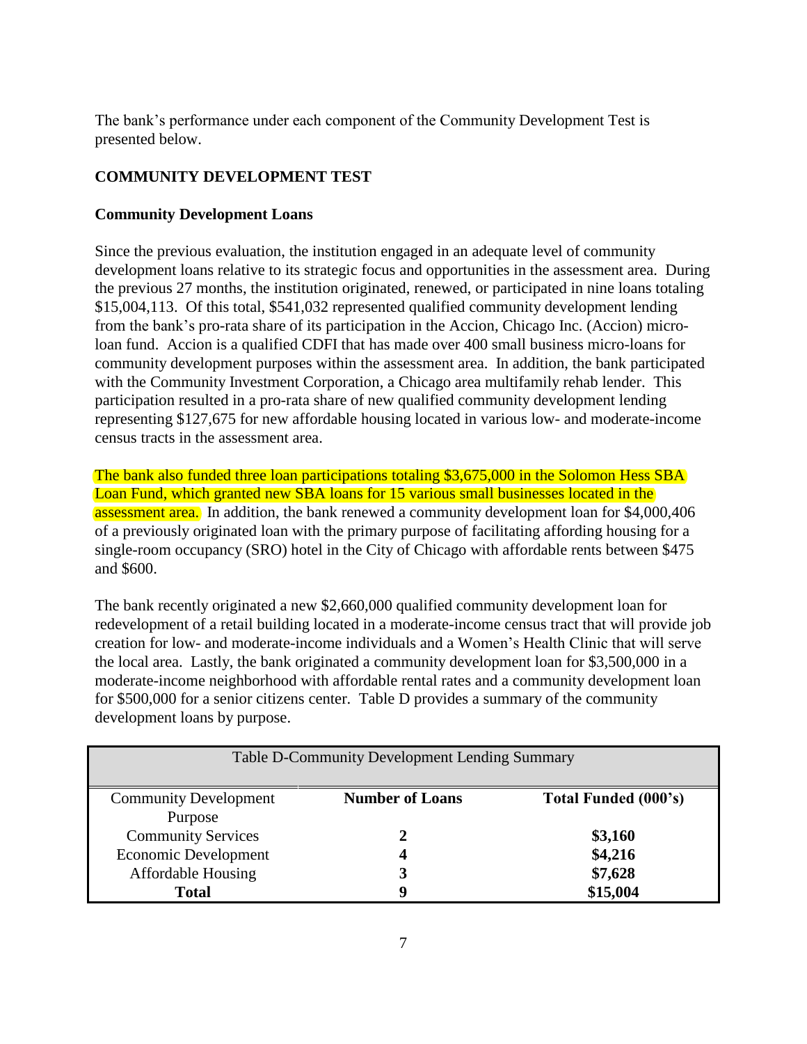The bank's performance under each component of the Community Development Test is presented below.

## COMMUNITY DEVELOPMENT TEST

### Community Development Loans

Since the previous evaluation, the institution engaged in an adequate level of community development loans relative to its strategic focus and opportunities in the assessment area. During the previous 27 months, the institution originated, renewed, or participated in nine loans totaling $15,004,113. Of this total, $541,032 represented qualified community development lending from the bank's pro-rata share of its participation in the Accion, Chicago Inc. (Accion) micro-loan fund. Accion is a qualified CDFI that has made over 400 small business micro-loans for community development purposes within the assessment area. In addition, the bank participated with the Community Investment Corporation, a Chicago area multifamily rehab lender. This participation resulted in a pro-rata share of new qualified community development lending representing $127,675 for new affordable housing located in various low- and moderate-income census tracts in the assessment area.

The bank also funded three loan participations totaling $3,675,000 in the Solomon Hess SBA Loan Fund, which granted new SBA loans for 15 various small businesses located in the assessment area. In addition, the bank renewed a community development loan for $4,000,406 of a previously originated loan with the primary purpose of facilitating affording housing for a single-room occupancy (SRO) hotel in the City of Chicago with affordable rents between $475 and $600.

The bank recently originated a new $2,660,000 qualified community development loan for redevelopment of a retail building located in a moderate-income census tract that will provide job creation for low- and moderate-income individuals and a Women's Health Clinic that will serve the local area. Lastly, the bank originated a community development loan for $3,500,000 in a moderate-income neighborhood with affordable rental rates and a community development loan for $500,000 for a senior citizens center. Table D provides a summary of the community development loans by purpose.

Table D-Community Development Lending Summary

| Community Development Purpose | **Number of Loans** | **Total Funded (000's)** |
|---|---|---|
| Community Services | **2** | **$3,160** |
| Economic Development | **4** | **$4,216** |
| Affordable Housing | **3** | **$7,628** |
| **Total** | **9** | **$15,004** |